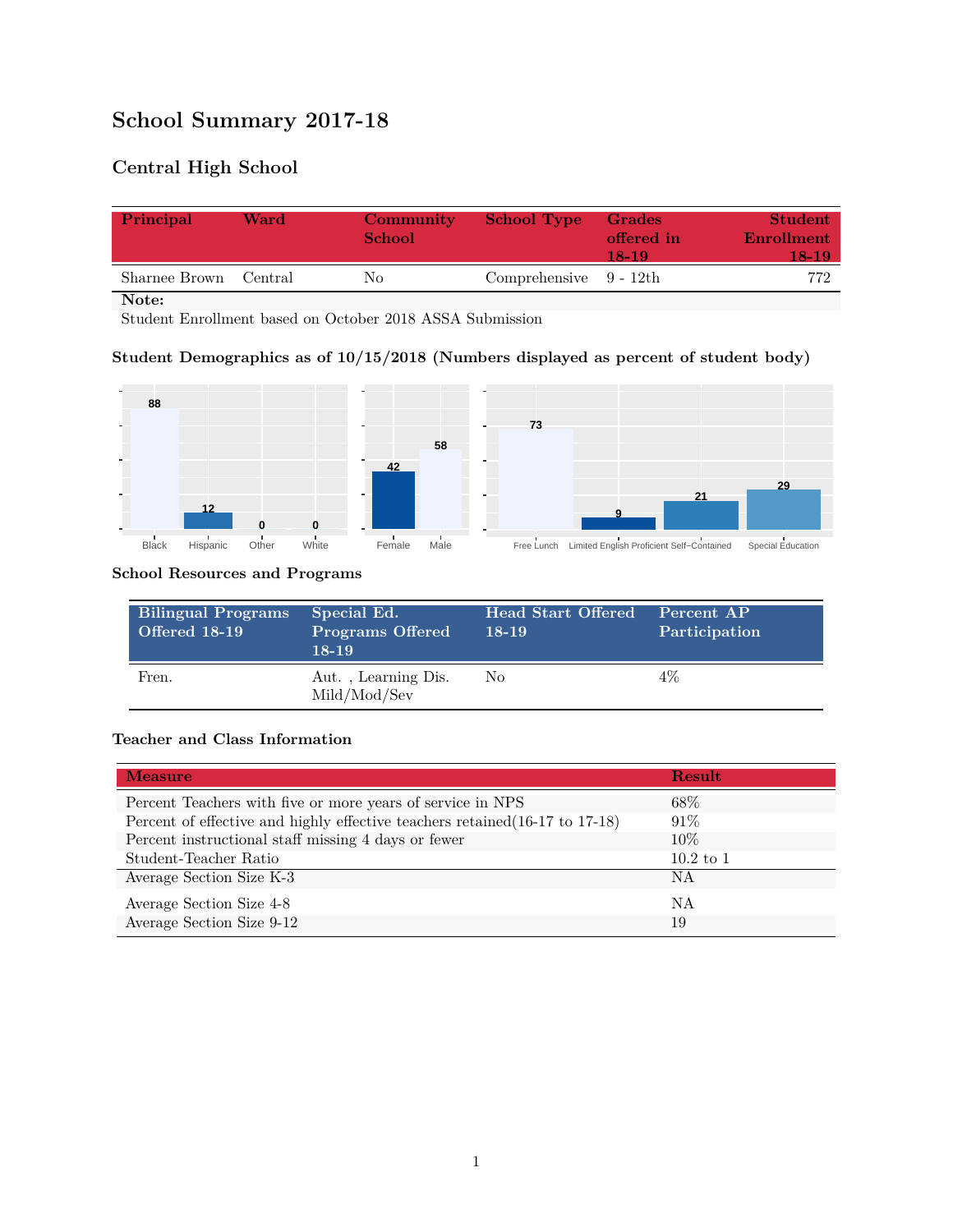# School Summary 2017-18

## Central High School

| Principal | Ward | Community School | School Type | Grades offered in 18-19 | Student Enrollment 18-19 |
|---|---|---|---|---|---|
| Sharnee Brown | Central | No | Comprehensive | 9 - 12th | 772 |

**Note:**
Student Enrollment based on October 2018 ASSA Submission

### Student Demographics as of 10/15/2018 (Numbers displayed as percent of student body)

| Black | Hispanic | Other | White |
|---|---|---|---|
| 88 | 12 | 0 | 0 |

| Female | Male |
|---|---|
| 42 | 58 |

| Free Lunch | Limited English Proficient | Self-Contained | Special Education |
|---|---|---|---|
| 73 | 9 | 21 | 29 |

### School Resources and Programs

| Bilingual Programs Offered 18-19 | Special Ed. Programs Offered 18-19 | Head Start Offered 18-19 | Percent AP Participation |
|---|---|---|---|
| Fren. | Aut. , Learning Dis. Mild/Mod/Sev | No | 4% |

### Teacher and Class Information

| Measure | Result |
|---|---|
| Percent Teachers with five or more years of service in NPS | 68% |
| Percent of effective and highly effective teachers retained(16-17 to 17-18) | 91% |
| Percent instructional staff missing 4 days or fewer | 10% |
| Student-Teacher Ratio | 10.2 to 1 |
| Average Section Size K-3 | NA |
| Average Section Size 4-8 | NA |
| Average Section Size 9-12 | 19 |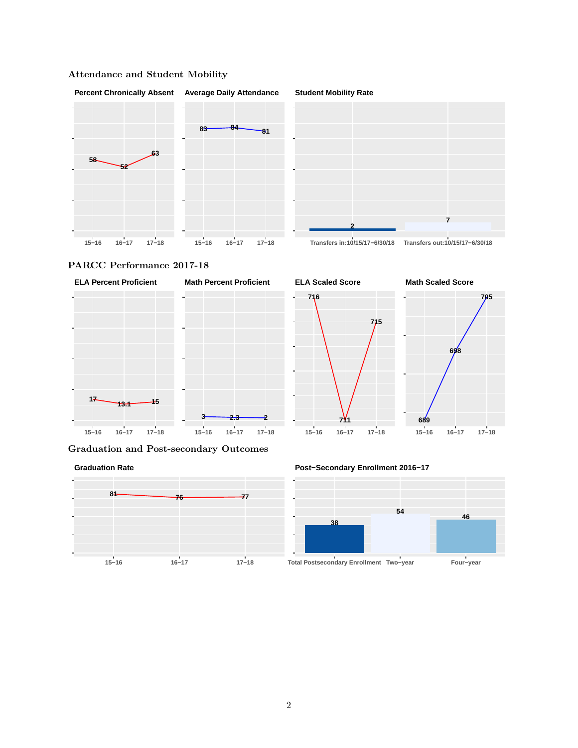## Attendance and Student Mobility

**Percent Chronically Absent**

58
52
63

15−16
16−17
17−18

**Average Daily Attendance**

83
84
81

15−16
16−17
17−18

**Student Mobility Rate**

2
7

Transfers in:10/15/17−6/30/18
Transfers out:10/15/17−6/30/18

## PARCC Performance 2017-18

**ELA Percent Proficient**

17
13.1
15

15−16
16−17
17−18

**Math Percent Proficient**

3
2.3
2

15−16
16−17
17−18

**ELA Scaled Score**

716
711
715

15−16
16−17
17−18

**Math Scaled Score**

689
698
705

15−16
16−17
17−18

## Graduation and Post-secondary Outcomes

**Graduation Rate**

81
76
77

15−16
16−17
17−18

**Post−Secondary Enrollment 2016−17**

38
54
46

Total Postsecondary Enrollment
Two−year
Four−year